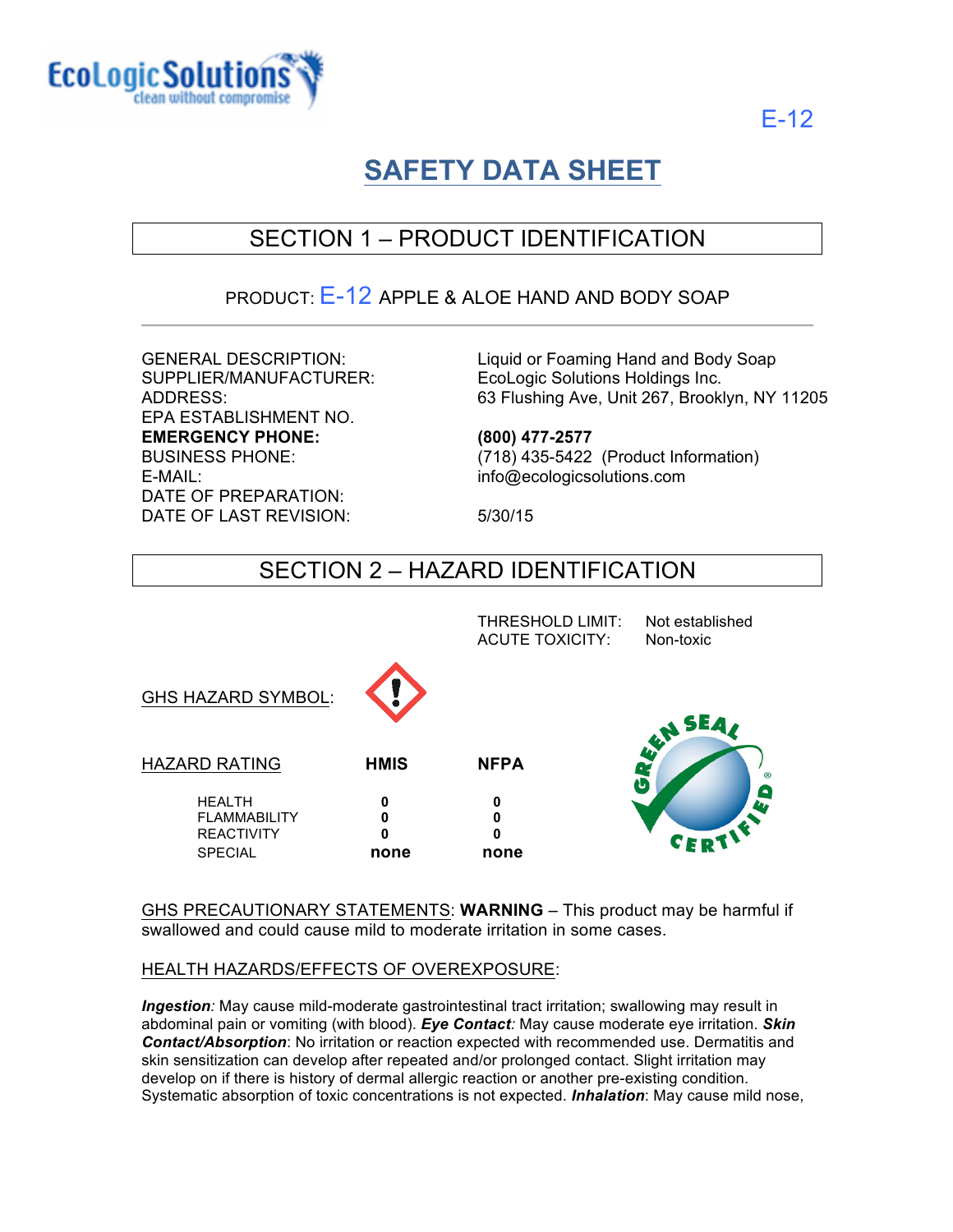EcoLogic Solutions
clean without compromise

E-12

# SAFETY DATA SHEET

## SECTION 1 – PRODUCT IDENTIFICATION

PRODUCT: E-12 APPLE & ALOE HAND AND BODY SOAP

| | |
|---|---|
| GENERAL DESCRIPTION: | Liquid or Foaming Hand and Body Soap |
| SUPPLIER/MANUFACTURER: | EcoLogic Solutions Holdings Inc. |
| ADDRESS: | 63 Flushing Ave, Unit 267, Brooklyn, NY 11205 |
| EPA ESTABLISHMENT NO. | |
| **EMERGENCY PHONE:** | **(800) 477-2577** |
| BUSINESS PHONE: | (718) 435-5422 (Product Information) |
| E-MAIL: | info@ecologicsolutions.com |
| DATE OF PREPARATION: | |
| DATE OF LAST REVISION: | 5/30/15 |

## SECTION 2 – HAZARD IDENTIFICATION

THRESHOLD LIMIT: Not established
ACUTE TOXICITY: Non-toxic

GHS HAZARD SYMBOL:

| HAZARD RATING | HMIS | NFPA |
|---|---|---|
| HEALTH | 0 | 0 |
| FLAMMABILITY | 0 | 0 |
| REACTIVITY | 0 | 0 |
| SPECIAL | none | none |

GREEN SEAL CERTIFIED®

GHS PRECAUTIONARY STATEMENTS: **WARNING** – This product may be harmful if swallowed and could cause mild to moderate irritation in some cases.

HEALTH HAZARDS/EFFECTS OF OVEREXPOSURE:

***Ingestion****:* May cause mild-moderate gastrointestinal tract irritation; swallowing may result in abdominal pain or vomiting (with blood). ***Eye Contact****:* May cause moderate eye irritation. ***Skin Contact/Absorption***: No irritation or reaction expected with recommended use. Dermatitis and skin sensitization can develop after repeated and/or prolonged contact. Slight irritation may develop on if there is history of dermal allergic reaction or another pre-existing condition. Systematic absorption of toxic concentrations is not expected. ***Inhalation***: May cause mild nose,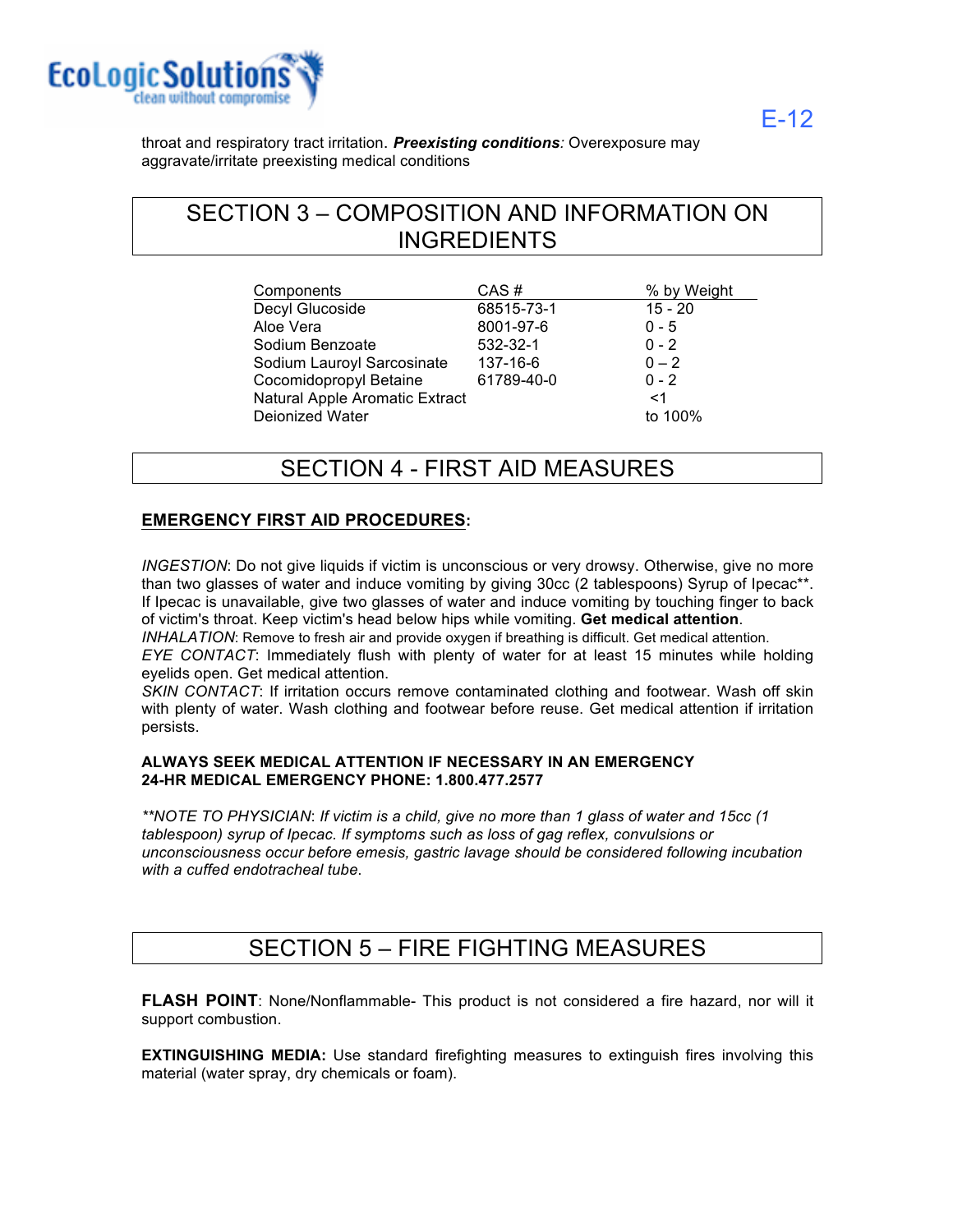throat and respiratory tract irritation. ***Preexisting conditions**:* Overexposure may aggravate/irritate preexisting medical conditions

## SECTION 3 – COMPOSITION AND INFORMATION ON INGREDIENTS

| Components | CAS # | % by Weight |
|---|---|---|
| Decyl Glucoside | 68515-73-1 | 15 - 20 |
| Aloe Vera | 8001-97-6 | 0 - 5 |
| Sodium Benzoate | 532-32-1 | 0 - 2 |
| Sodium Lauroyl Sarcosinate | 137-16-6 | 0 – 2 |
| Cocomidopropyl Betaine | 61789-40-0 | 0 - 2 |
| Natural Apple Aromatic Extract | | <1 |
| Deionized Water | | to 100% |

## SECTION 4 - FIRST AID MEASURES

**EMERGENCY FIRST AID PROCEDURES:**

*INGESTION*: Do not give liquids if victim is unconscious or very drowsy. Otherwise, give no more than two glasses of water and induce vomiting by giving 30cc (2 tablespoons) Syrup of Ipecac**. If Ipecac is unavailable, give two glasses of water and induce vomiting by touching finger to back of victim's throat. Keep victim's head below hips while vomiting. **Get medical attention**.

*INHALATION*: Remove to fresh air and provide oxygen if breathing is difficult. Get medical attention.

*EYE CONTACT*: Immediately flush with plenty of water for at least 15 minutes while holding eyelids open. Get medical attention.

*SKIN CONTACT*: If irritation occurs remove contaminated clothing and footwear. Wash off skin with plenty of water. Wash clothing and footwear before reuse. Get medical attention if irritation persists.

**ALWAYS SEEK MEDICAL ATTENTION IF NECESSARY IN AN EMERGENCY**
**24-HR MEDICAL EMERGENCY PHONE: 1.800.477.2577**

*\*\*NOTE TO PHYSICIAN: If victim is a child, give no more than 1 glass of water and 15cc (1 tablespoon) syrup of Ipecac. If symptoms such as loss of gag reflex, convulsions or unconsciousness occur before emesis, gastric lavage should be considered following incubation with a cuffed endotracheal tube.*

## SECTION 5 – FIRE FIGHTING MEASURES

**FLASH POINT**: None/Nonflammable- This product is not considered a fire hazard, nor will it support combustion.

**EXTINGUISHING MEDIA:** Use standard firefighting measures to extinguish fires involving this material (water spray, dry chemicals or foam).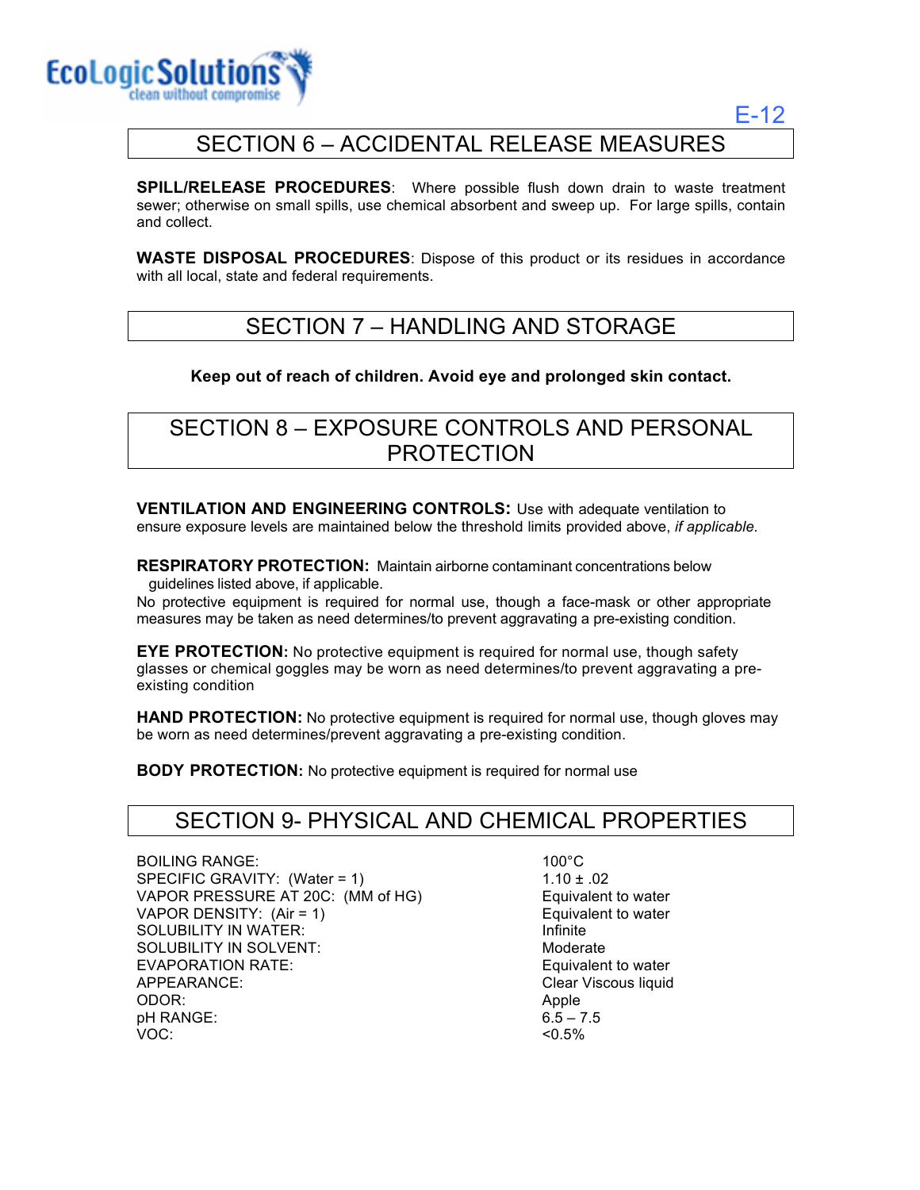## SECTION 6 – ACCIDENTAL RELEASE MEASURES

**SPILL/RELEASE PROCEDURES**: Where possible flush down drain to waste treatment sewer; otherwise on small spills, use chemical absorbent and sweep up. For large spills, contain and collect.

**WASTE DISPOSAL PROCEDURES**: Dispose of this product or its residues in accordance with all local, state and federal requirements.

## SECTION 7 – HANDLING AND STORAGE

**Keep out of reach of children. Avoid eye and prolonged skin contact.**

## SECTION 8 – EXPOSURE CONTROLS AND PERSONAL PROTECTION

**VENTILATION AND ENGINEERING CONTROLS:** Use with adequate ventilation to ensure exposure levels are maintained below the threshold limits provided above, *if applicable*.

**RESPIRATORY PROTECTION:** Maintain airborne contaminant concentrations below guidelines listed above, if applicable.
No protective equipment is required for normal use, though a face-mask or other appropriate measures may be taken as need determines/to prevent aggravating a pre-existing condition.

**EYE PROTECTION:** No protective equipment is required for normal use, though safety glasses or chemical goggles may be worn as need determines/to prevent aggravating a pre-existing condition

**HAND PROTECTION:** No protective equipment is required for normal use, though gloves may be worn as need determines/prevent aggravating a pre-existing condition.

**BODY PROTECTION:** No protective equipment is required for normal use

## SECTION 9- PHYSICAL AND CHEMICAL PROPERTIES

| | |
|---|---|
| BOILING RANGE: | 100°C |
| SPECIFIC GRAVITY: (Water = 1) | 1.10 ± .02 |
| VAPOR PRESSURE AT 20C: (MM of HG) | Equivalent to water |
| VAPOR DENSITY: (Air = 1) | Equivalent to water |
| SOLUBILITY IN WATER: | Infinite |
| SOLUBILITY IN SOLVENT: | Moderate |
| EVAPORATION RATE: | Equivalent to water |
| APPEARANCE: | Clear Viscous liquid |
| ODOR: | Apple |
| pH RANGE: | 6.5 – 7.5 |
| VOC: | <0.5% |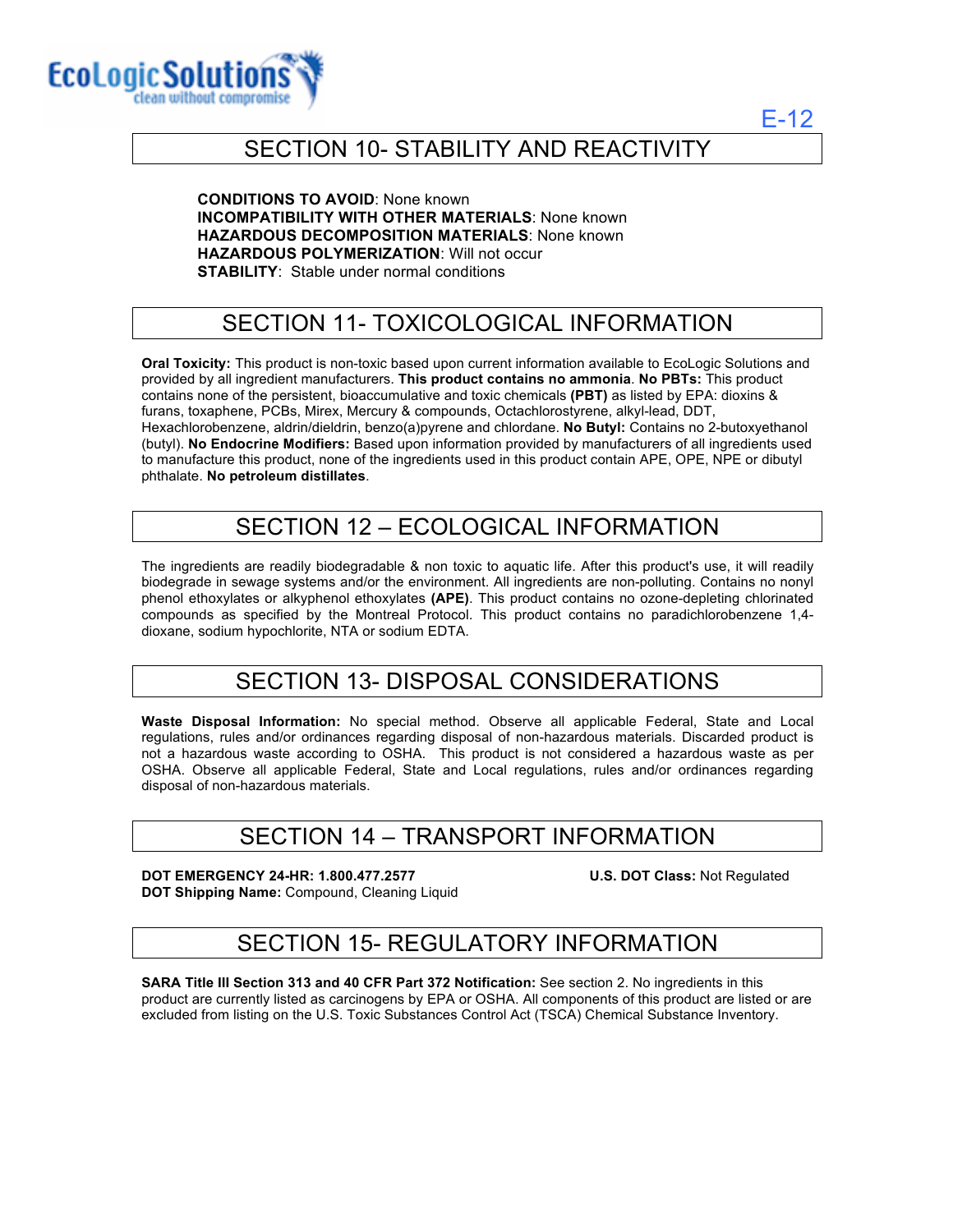E-12

## SECTION 10- STABILITY AND REACTIVITY

**CONDITIONS TO AVOID**: None known
**INCOMPATIBILITY WITH OTHER MATERIALS**: None known
**HAZARDOUS DECOMPOSITION MATERIALS**: None known
**HAZARDOUS POLYMERIZATION**: Will not occur
**STABILITY**: Stable under normal conditions

## SECTION 11- TOXICOLOGICAL INFORMATION

**Oral Toxicity:** This product is non-toxic based upon current information available to EcoLogic Solutions and provided by all ingredient manufacturers. **This product contains no ammonia**. **No PBTs:** This product contains none of the persistent, bioaccumulative and toxic chemicals **(PBT)** as listed by EPA: dioxins & furans, toxaphene, PCBs, Mirex, Mercury & compounds, Octachlorostyrene, alkyl-lead, DDT, Hexachlorobenzene, aldrin/dieldrin, benzo(a)pyrene and chlordane. **No Butyl:** Contains no 2-butoxyethanol (butyl). **No Endocrine Modifiers:** Based upon information provided by manufacturers of all ingredients used to manufacture this product, none of the ingredients used in this product contain APE, OPE, NPE or dibutyl phthalate. **No petroleum distillates**.

## SECTION 12 – ECOLOGICAL INFORMATION

The ingredients are readily biodegradable & non toxic to aquatic life. After this product's use, it will readily biodegrade in sewage systems and/or the environment. All ingredients are non-polluting. Contains no nonyl phenol ethoxylates or alkyphenol ethoxylates **(APE)**. This product contains no ozone-depleting chlorinated compounds as specified by the Montreal Protocol. This product contains no paradichlorobenzene 1,4-dioxane, sodium hypochlorite, NTA or sodium EDTA.

## SECTION 13- DISPOSAL CONSIDERATIONS

**Waste Disposal Information:** No special method. Observe all applicable Federal, State and Local regulations, rules and/or ordinances regarding disposal of non-hazardous materials. Discarded product is not a hazardous waste according to OSHA. This product is not considered a hazardous waste as per OSHA. Observe all applicable Federal, State and Local regulations, rules and/or ordinances regarding disposal of non-hazardous materials.

## SECTION 14 – TRANSPORT INFORMATION

**DOT EMERGENCY 24-HR: 1.800.477.2577**
**DOT Shipping Name:** Compound, Cleaning Liquid

**U.S. DOT Class:** Not Regulated

## SECTION 15- REGULATORY INFORMATION

**SARA Title III Section 313 and 40 CFR Part 372 Notification:** See section 2. No ingredients in this product are currently listed as carcinogens by EPA or OSHA. All components of this product are listed or are excluded from listing on the U.S. Toxic Substances Control Act (TSCA) Chemical Substance Inventory.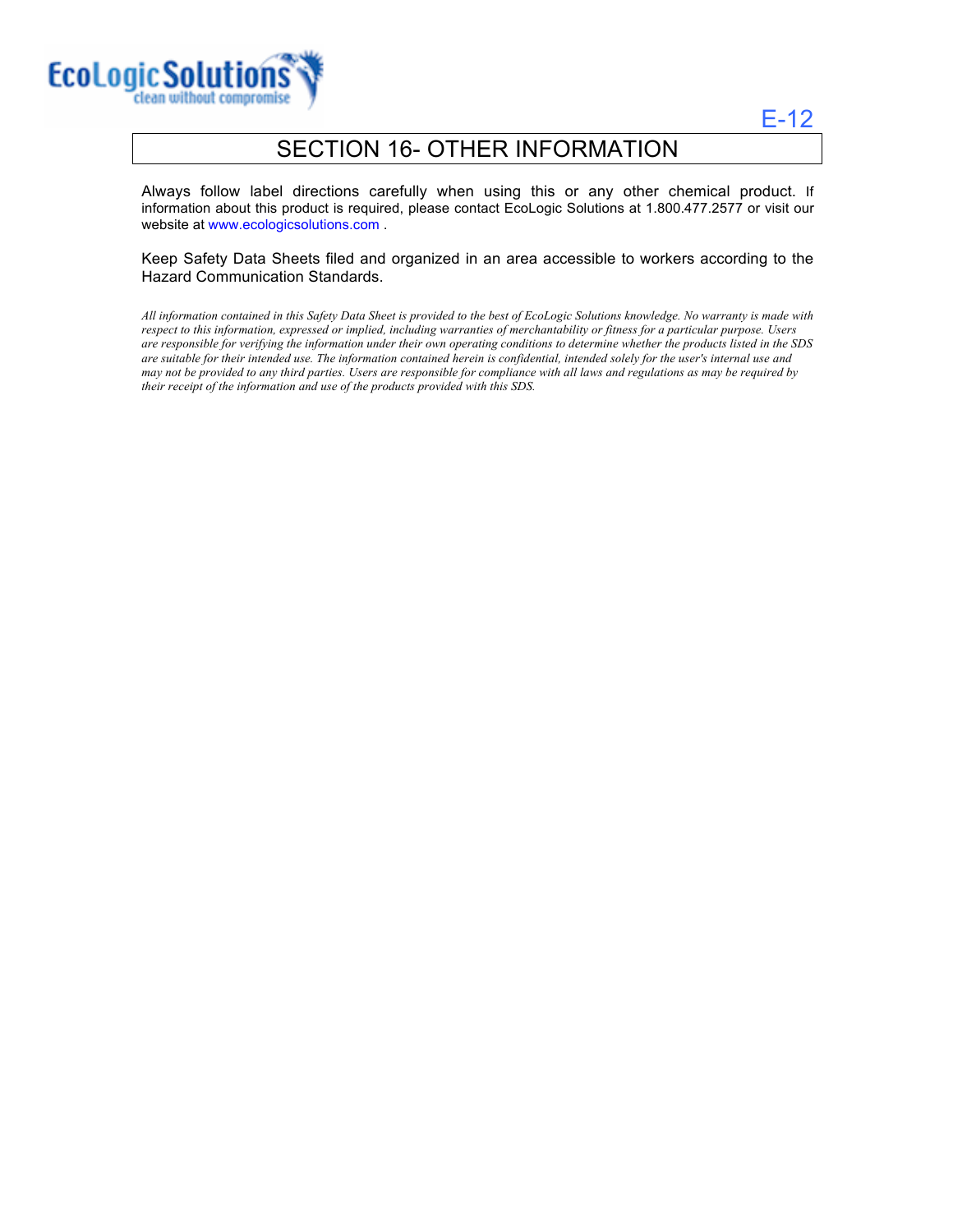E-12

## SECTION 16- OTHER INFORMATION

Always follow label directions carefully when using this or any other chemical product. If information about this product is required, please contact EcoLogic Solutions at 1.800.477.2577 or visit our website at www.ecologicsolutions.com .

Keep Safety Data Sheets filed and organized in an area accessible to workers according to the Hazard Communication Standards.

*All information contained in this Safety Data Sheet is provided to the best of EcoLogic Solutions knowledge. No warranty is made with respect to this information, expressed or implied, including warranties of merchantability or fitness for a particular purpose. Users are responsible for verifying the information under their own operating conditions to determine whether the products listed in the SDS are suitable for their intended use. The information contained herein is confidential, intended solely for the user's internal use and may not be provided to any third parties. Users are responsible for compliance with all laws and regulations as may be required by their receipt of the information and use of the products provided with this SDS.*